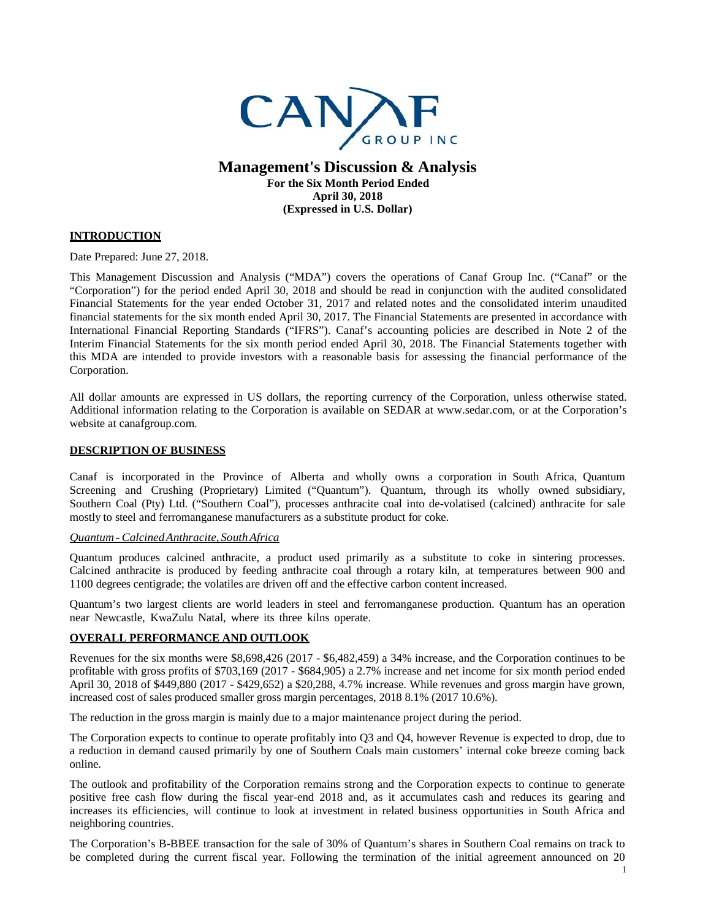# Management's Discussion & Analysis

**For the Six Month Period Ended**
**April 30, 2018**
**(Expressed in U.S. Dollar)**

## INTRODUCTION

Date Prepared: June 27, 2018.

This Management Discussion and Analysis ("MDA") covers the operations of Canaf Group Inc. ("Canaf" or the "Corporation") for the period ended April 30, 2018 and should be read in conjunction with the audited consolidated Financial Statements for the year ended October 31, 2017 and related notes and the consolidated interim unaudited financial statements for the six month ended April 30, 2017. The Financial Statements are presented in accordance with International Financial Reporting Standards ("IFRS"). Canaf's accounting policies are described in Note 2 of the Interim Financial Statements for the six month period ended April 30, 2018. The Financial Statements together with this MDA are intended to provide investors with a reasonable basis for assessing the financial performance of the Corporation.

All dollar amounts are expressed in US dollars, the reporting currency of the Corporation, unless otherwise stated. Additional information relating to the Corporation is available on SEDAR at www.sedar.com, or at the Corporation's website at canafgroup.com.

## DESCRIPTION OF BUSINESS

Canaf is incorporated in the Province of Alberta and wholly owns a corporation in South Africa, Quantum Screening and Crushing (Proprietary) Limited ("Quantum"). Quantum, through its wholly owned subsidiary, Southern Coal (Pty) Ltd. ("Southern Coal"), processes anthracite coal into de-volatised (calcined) anthracite for sale mostly to steel and ferromanganese manufacturers as a substitute product for coke.

### *Quantum - Calcined Anthracite, South Africa*

Quantum produces calcined anthracite, a product used primarily as a substitute to coke in sintering processes. Calcined anthracite is produced by feeding anthracite coal through a rotary kiln, at temperatures between 900 and 1100 degrees centigrade; the volatiles are driven off and the effective carbon content increased.

Quantum's two largest clients are world leaders in steel and ferromanganese production. Quantum has an operation near Newcastle, KwaZulu Natal, where its three kilns operate.

## OVERALL PERFORMANCE AND OUTLOOK

Revenues for the six months were $8,698,426 (2017 - $6,482,459) a 34% increase, and the Corporation continues to be profitable with gross profits of $703,169 (2017 - $684,905) a 2.7% increase and net income for six month period ended April 30, 2018 of $449,880 (2017 - $429,652) a $20,288, 4.7% increase. While revenues and gross margin have grown, increased cost of sales produced smaller gross margin percentages, 2018 8.1% (2017 10.6%).

The reduction in the gross margin is mainly due to a major maintenance project during the period.

The Corporation expects to continue to operate profitably into Q3 and Q4, however Revenue is expected to drop, due to a reduction in demand caused primarily by one of Southern Coals main customers' internal coke breeze coming back online.

The outlook and profitability of the Corporation remains strong and the Corporation expects to continue to generate positive free cash flow during the fiscal year-end 2018 and, as it accumulates cash and reduces its gearing and increases its efficiencies, will continue to look at investment in related business opportunities in South Africa and neighboring countries.

The Corporation's B-BBEE transaction for the sale of 30% of Quantum's shares in Southern Coal remains on track to be completed during the current fiscal year. Following the termination of the initial agreement announced on 20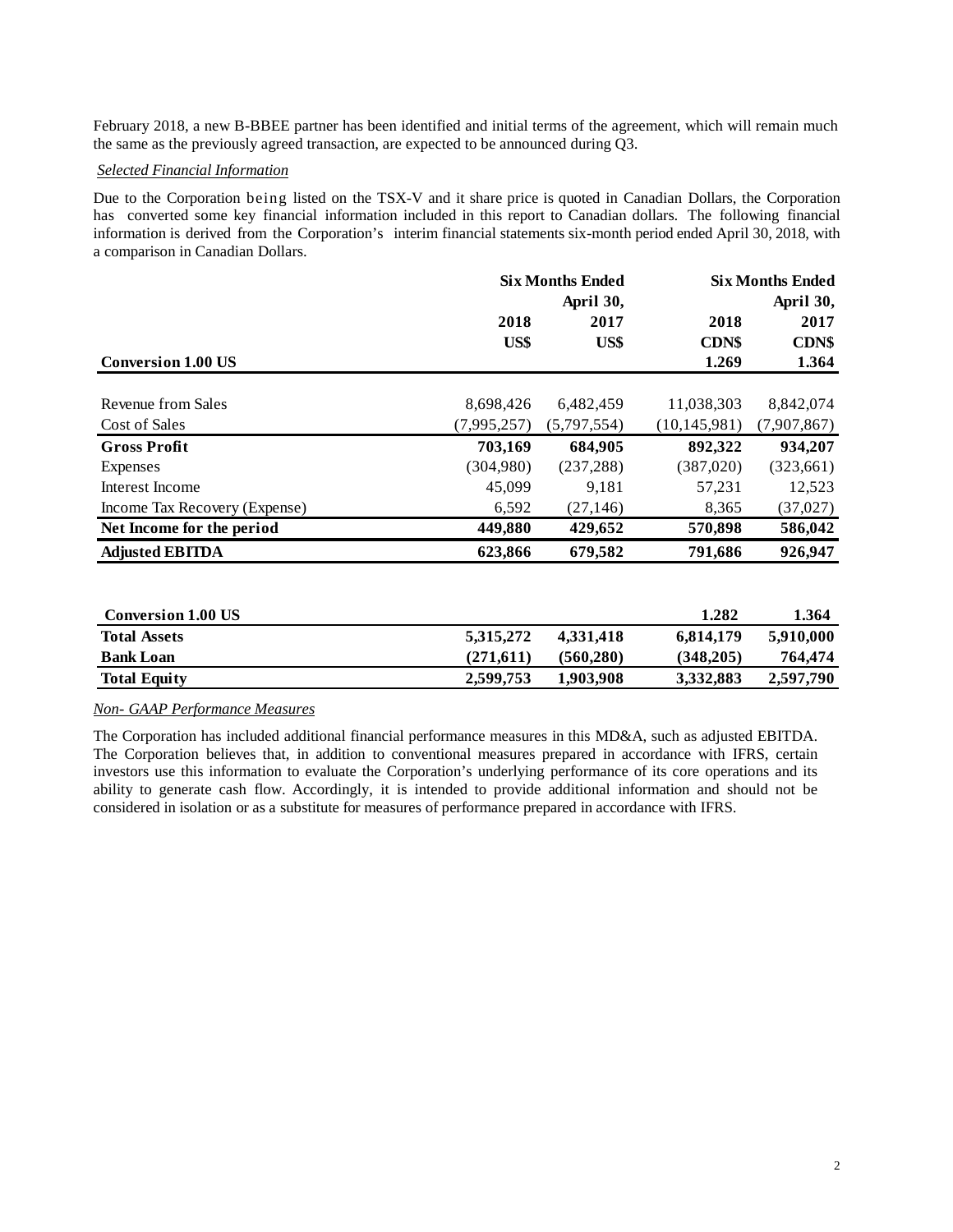February 2018, a new B-BBEE partner has been identified and initial terms of the agreement, which will remain much the same as the previously agreed transaction, are expected to be announced during Q3.

*Selected Financial Information*

Due to the Corporation being listed on the TSX-V and it share price is quoted in Canadian Dollars, the Corporation has converted some key financial information included in this report to Canadian dollars. The following financial information is derived from the Corporation's interim financial statements six-month period ended April 30, 2018, with a comparison in Canadian Dollars.

| | Six Months Ended April 30, | | Six Months Ended April 30, | |
|---|---|---|---|---|
| | 2018 | 2017 | 2018 | 2017 |
| | US$ | US$ | CDN$ | CDN$ |
| **Conversion 1.00 US** | | | 1.269 | 1.364 |
| Revenue from Sales | 8,698,426 | 6,482,459 | 11,038,303 | 8,842,074 |
| Cost of Sales | (7,995,257) | (5,797,554) | (10,145,981) | (7,907,867) |
| **Gross Profit** | **703,169** | **684,905** | **892,322** | **934,207** |
| Expenses | (304,980) | (237,288) | (387,020) | (323,661) |
| Interest Income | 45,099 | 9,181 | 57,231 | 12,523 |
| Income Tax Recovery (Expense) | 6,592 | (27,146) | 8,365 | (37,027) |
| **Net Income for the period** | **449,880** | **429,652** | **570,898** | **586,042** |
| **Adjusted EBITDA** | **623,866** | **679,582** | **791,686** | **926,947** |

| | | | | |
|---|---|---|---|---|
| **Conversion 1.00 US** | | | **1.282** | **1.364** |
| **Total Assets** | **5,315,272** | **4,331,418** | **6,814,179** | **5,910,000** |
| **Bank Loan** | **(271,611)** | **(560,280)** | **(348,205)** | **764,474** |
| **Total Equity** | **2,599,753** | **1,903,908** | **3,332,883** | **2,597,790** |

*Non- GAAP Performance Measures*

The Corporation has included additional financial performance measures in this MD&A, such as adjusted EBITDA. The Corporation believes that, in addition to conventional measures prepared in accordance with IFRS, certain investors use this information to evaluate the Corporation's underlying performance of its core operations and its ability to generate cash flow. Accordingly, it is intended to provide additional information and should not be considered in isolation or as a substitute for measures of performance prepared in accordance with IFRS.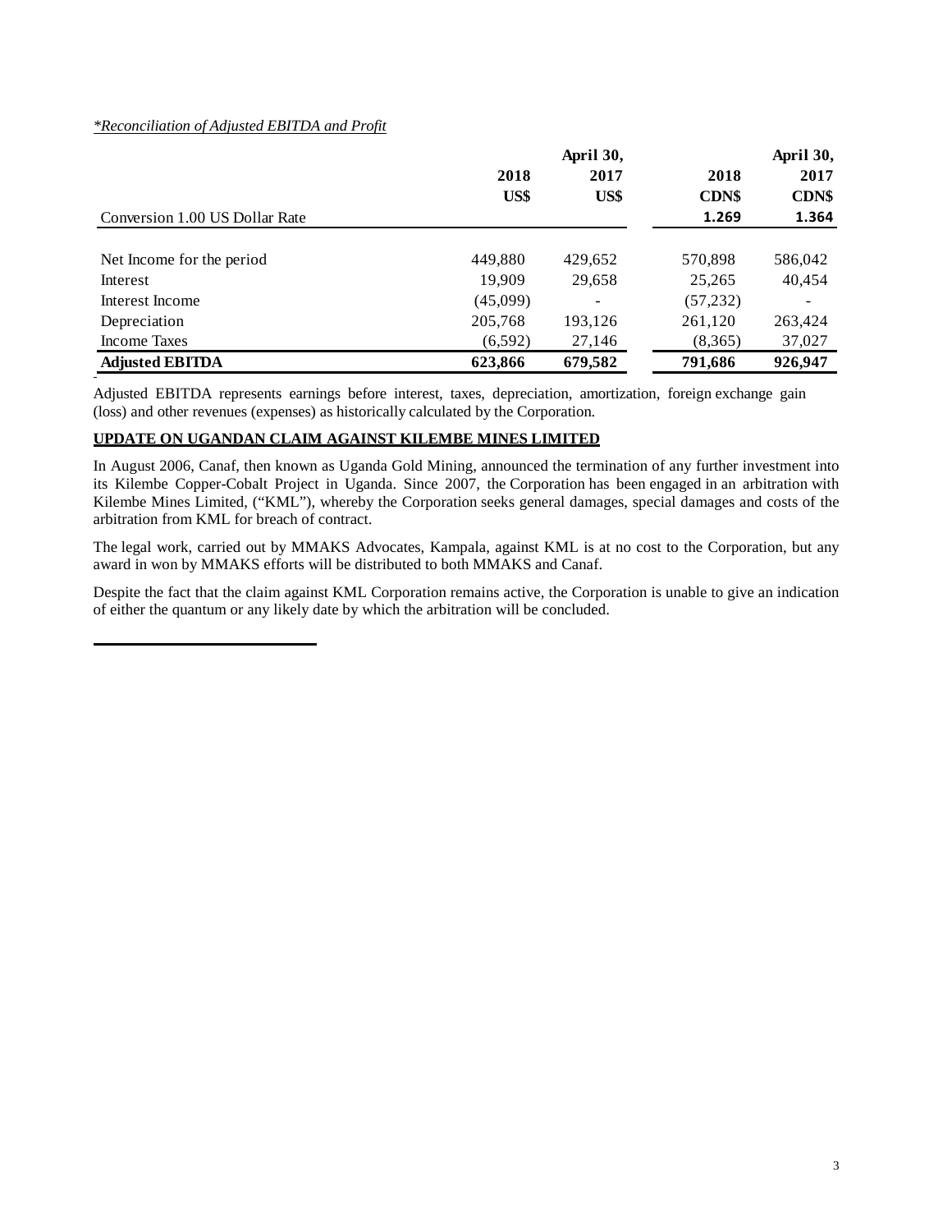*\*Reconciliation of Adjusted EBITDA and Profit*

| | | April 30, | | April 30, |
|---|---|---|---|---|
| | 2018 | 2017 | 2018 | 2017 |
| | US$ | US$ | CDN$ | CDN$ |
| Conversion 1.00 US Dollar Rate | | | 1.269 | 1.364 |
| Net Income for the period | 449,880 | 429,652 | 570,898 | 586,042 |
| Interest | 19,909 | 29,658 | 25,265 | 40,454 |
| Interest Income | (45,099) | - | (57,232) | - |
| Depreciation | 205,768 | 193,126 | 261,120 | 263,424 |
| Income Taxes | (6,592) | 27,146 | (8,365) | 37,027 |
| **Adjusted EBITDA** | **623,866** | **679,582** | **791,686** | **926,947** |

Adjusted EBITDA represents earnings before interest, taxes, depreciation, amortization, foreign exchange gain (loss) and other revenues (expenses) as historically calculated by the Corporation.

**UPDATE ON UGANDAN CLAIM AGAINST KILEMBE MINES LIMITED**

In August 2006, Canaf, then known as Uganda Gold Mining, announced the termination of any further investment into its Kilembe Copper-Cobalt Project in Uganda. Since 2007, the Corporation has been engaged in an arbitration with Kilembe Mines Limited, ("KML"), whereby the Corporation seeks general damages, special damages and costs of the arbitration from KML for breach of contract.

The legal work, carried out by MMAKS Advocates, Kampala, against KML is at no cost to the Corporation, but any award in won by MMAKS efforts will be distributed to both MMAKS and Canaf.

Despite the fact that the claim against KML Corporation remains active, the Corporation is unable to give an indication of either the quantum or any likely date by which the arbitration will be concluded.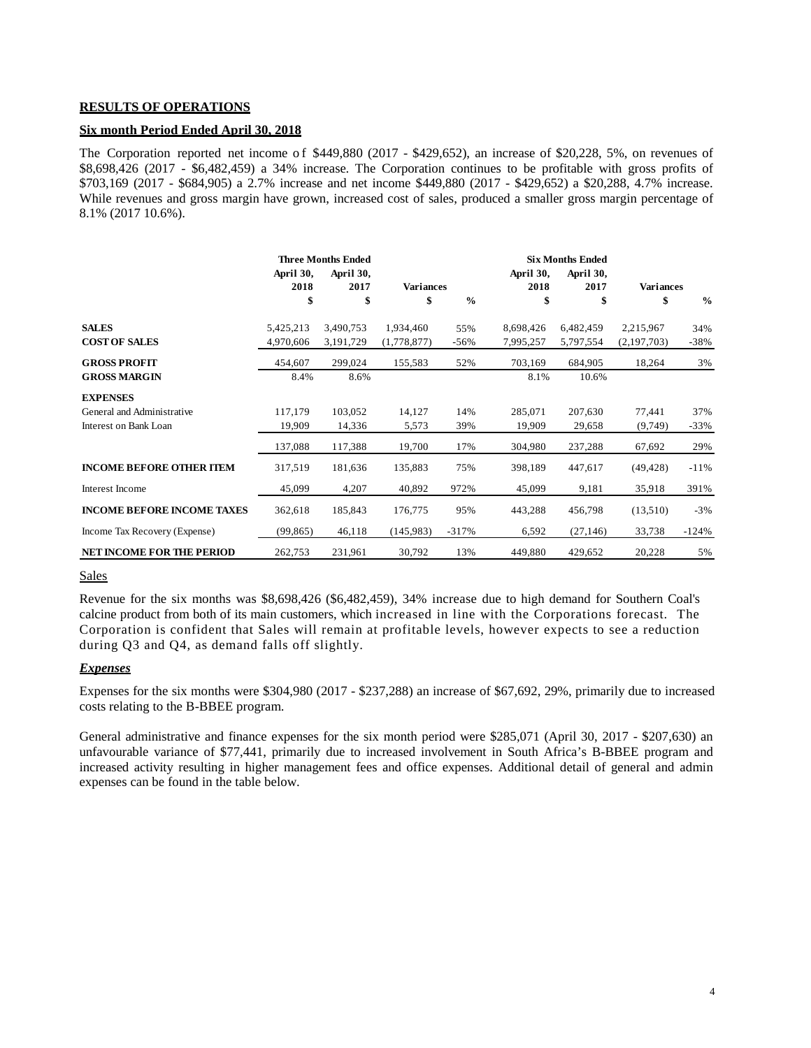**RESULTS OF OPERATIONS**

**Six month Period Ended April 30, 2018**

The Corporation reported net income of $449,880 (2017 - $429,652), an increase of $20,228, 5%, on revenues of $8,698,426 (2017 - $6,482,459) a 34% increase. The Corporation continues to be profitable with gross profits of $703,169 (2017 - $684,905) a 2.7% increase and net income $449,880 (2017 - $429,652) a $20,288, 4.7% increase. While revenues and gross margin have grown, increased cost of sales, produced a smaller gross margin percentage of 8.1% (2017 10.6%).

| | Three Months Ended | | | | Six Months Ended | | | |
|---|---|---|---|---|---|---|---|---|
| | April 30, 2018 | April 30, 2017 | Variances | | April 30, 2018 | April 30, 2017 | Variances | |
| | $ | $ | $ | % | $ | $ | $ | % |
| **SALES** | 5,425,213 | 3,490,753 | 1,934,460 | 55% | 8,698,426 | 6,482,459 | 2,215,967 | 34% |
| **COST OF SALES** | 4,970,606 | 3,191,729 | (1,778,877) | -56% | 7,995,257 | 5,797,554 | (2,197,703) | -38% |
| **GROSS PROFIT** | 454,607 | 299,024 | 155,583 | 52% | 703,169 | 684,905 | 18,264 | 3% |
| **GROSS MARGIN** | 8.4% | 8.6% | | | 8.1% | 10.6% | | |
| **EXPENSES** | | | | | | | | |
| General and Administrative | 117,179 | 103,052 | 14,127 | 14% | 285,071 | 207,630 | 77,441 | 37% |
| Interest on Bank Loan | 19,909 | 14,336 | 5,573 | 39% | 19,909 | 29,658 | (9,749) | -33% |
| | 137,088 | 117,388 | 19,700 | 17% | 304,980 | 237,288 | 67,692 | 29% |
| **INCOME BEFORE OTHER ITEM** | 317,519 | 181,636 | 135,883 | 75% | 398,189 | 447,617 | (49,428) | -11% |
| Interest Income | 45,099 | 4,207 | 40,892 | 972% | 45,099 | 9,181 | 35,918 | 391% |
| **INCOME BEFORE INCOME TAXES** | 362,618 | 185,843 | 176,775 | 95% | 443,288 | 456,798 | (13,510) | -3% |
| Income Tax Recovery (Expense) | (99,865) | 46,118 | (145,983) | -317% | 6,592 | (27,146) | 33,738 | -124% |
| **NET INCOME FOR THE PERIOD** | 262,753 | 231,961 | 30,792 | 13% | 449,880 | 429,652 | 20,228 | 5% |

Sales

Revenue for the six months was $8,698,426 ($6,482,459), 34% increase due to high demand for Southern Coal's calcine product from both of its main customers, which increased in line with the Corporations forecast. The Corporation is confident that Sales will remain at profitable levels, however expects to see a reduction during Q3 and Q4, as demand falls off slightly.

***Expenses***

Expenses for the six months were $304,980 (2017 - $237,288) an increase of $67,692, 29%, primarily due to increased costs relating to the B-BBEE program.

General administrative and finance expenses for the six month period were $285,071 (April 30, 2017 - $207,630) an unfavourable variance of $77,441, primarily due to increased involvement in South Africa's B-BBEE program and increased activity resulting in higher management fees and office expenses. Additional detail of general and admin expenses can be found in the table below.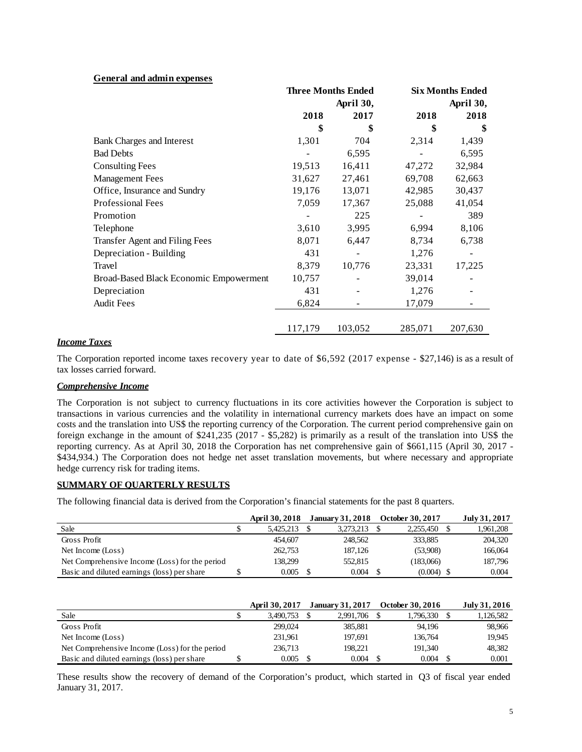**General and admin expenses**

| | Three Months Ended | April 30, | Six Months Ended | April 30, |
|---|---|---|---|---|
| | 2018 | 2017 | 2018 | 2018 |
| | $ | $ | $ | $ |
| Bank Charges and Interest | 1,301 | 704 | 2,314 | 1,439 |
| Bad Debts | - | 6,595 | - | 6,595 |
| Consulting Fees | 19,513 | 16,411 | 47,272 | 32,984 |
| Management Fees | 31,627 | 27,461 | 69,708 | 62,663 |
| Office, Insurance and Sundry | 19,176 | 13,071 | 42,985 | 30,437 |
| Professional Fees | 7,059 | 17,367 | 25,088 | 41,054 |
| Promotion | - | 225 | - | 389 |
| Telephone | 3,610 | 3,995 | 6,994 | 8,106 |
| Transfer Agent and Filing Fees | 8,071 | 6,447 | 8,734 | 6,738 |
| Depreciation - Building | 431 | - | 1,276 | - |
| Travel | 8,379 | 10,776 | 23,331 | 17,225 |
| Broad-Based Black Economic Empowerment | 10,757 | - | 39,014 | - |
| Depreciation | 431 | - | 1,276 | - |
| Audit Fees | 6,824 | - | 17,079 | - |
| | 117,179 | 103,052 | 285,071 | 207,630 |

***Income Taxes***

The Corporation reported income taxes recovery year to date of $6,592 (2017 expense - $27,146) is as a result of tax losses carried forward.

***Comprehensive Income***

The Corporation is not subject to currency fluctuations in its core activities however the Corporation is subject to transactions in various currencies and the volatility in international currency markets does have an impact on some costs and the translation into US$ the reporting currency of the Corporation. The current period comprehensive gain on foreign exchange in the amount of $241,235 (2017 - $5,282) is primarily as a result of the translation into US$ the reporting currency. As at April 30, 2018 the Corporation has net comprehensive gain of $661,115 (April 30, 2017 - $434,934.) The Corporation does not hedge net asset translation movements, but where necessary and appropriate hedge currency risk for trading items.

**SUMMARY OF QUARTERLY RESULTS**

The following financial data is derived from the Corporation's financial statements for the past 8 quarters.

| | April 30, 2018 | January 31, 2018 | October 30, 2017 | July 31, 2017 |
|---|---|---|---|---|
| Sale | $ 5,425,213 | $ 3,273,213 | $ 2,255,450 | $ 1,961,208 |
| Gross Profit | 454,607 | 248,562 | 333,885 | 204,320 |
| Net Income (Loss) | 262,753 | 187,126 | (53,908) | 166,064 |
| Net Comprehensive Income (Loss) for the period | 138,299 | 552,815 | (183,066) | 187,796 |
| Basic and diluted earnings (loss) per share | $ 0.005 | $ 0.004 | $ (0.004) | $ 0.004 |

| | April 30, 2017 | January 31, 2017 | October 30, 2016 | July 31, 2016 |
|---|---|---|---|---|
| Sale | $ 3,490,753 | $ 2,991,706 | $ 1,796,330 | $ 1,126,582 |
| Gross Profit | 299,024 | 385,881 | 94,196 | 98,966 |
| Net Income (Loss) | 231,961 | 197,691 | 136,764 | 19,945 |
| Net Comprehensive Income (Loss) for the period | 236,713 | 198,221 | 191,340 | 48,382 |
| Basic and diluted earnings (loss) per share | $ 0.005 | $ 0.004 | $ 0.004 | $ 0.001 |

These results show the recovery of demand of the Corporation's product, which started in Q3 of fiscal year ended January 31, 2017.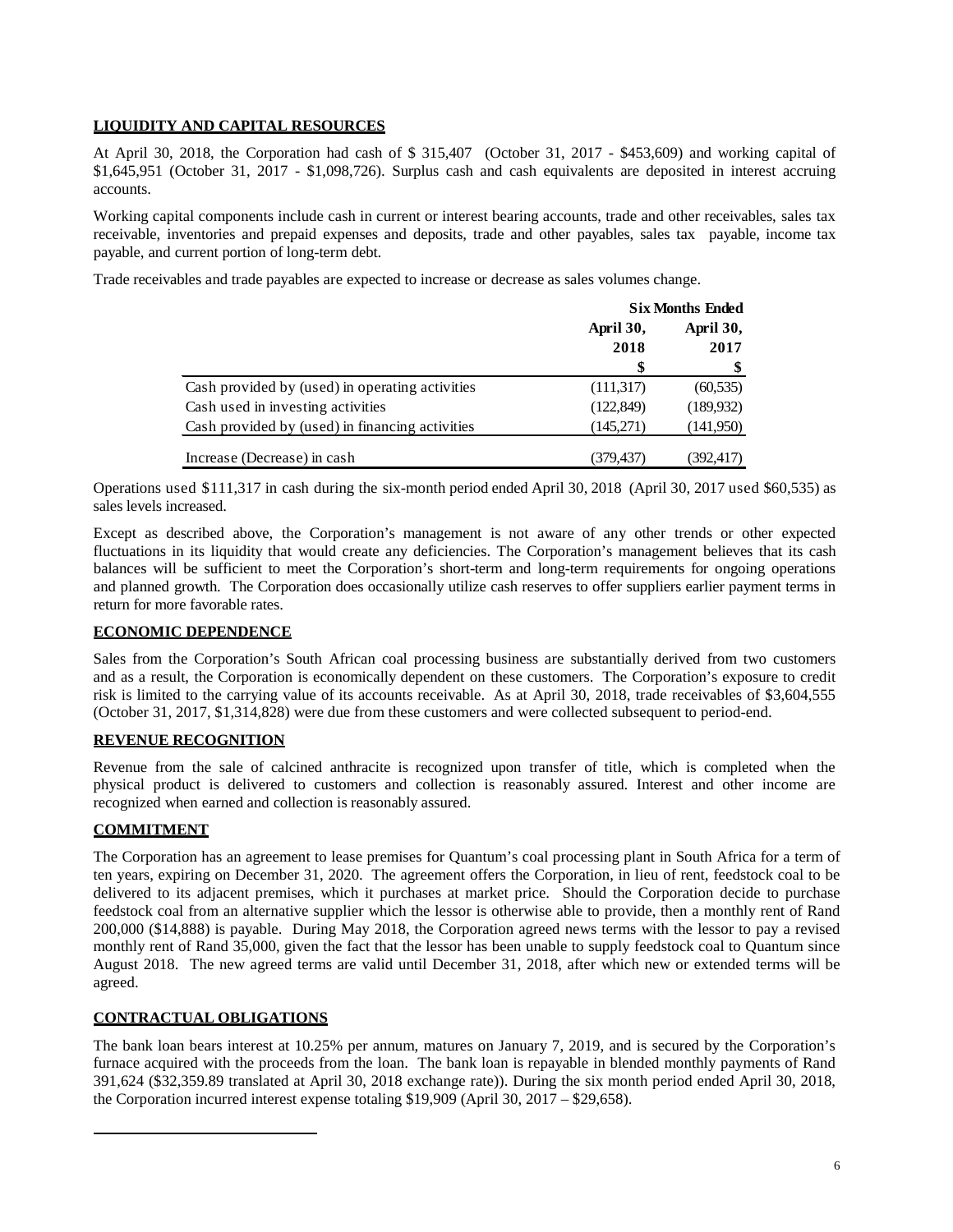## LIQUIDITY AND CAPITAL RESOURCES

At April 30, 2018, the Corporation had cash of $ 315,407 (October 31, 2017 - $453,609) and working capital of $1,645,951 (October 31, 2017 - $1,098,726). Surplus cash and cash equivalents are deposited in interest accruing accounts.

Working capital components include cash in current or interest bearing accounts, trade and other receivables, sales tax receivable, inventories and prepaid expenses and deposits, trade and other payables, sales tax payable, income tax payable, and current portion of long-term debt.

Trade receivables and trade payables are expected to increase or decrease as sales volumes change.

| | Six Months Ended | |
|---|---|---|
| | April 30, 2018 | April 30, 2017 |
| | $ | $ |
| Cash provided by (used) in operating activities | (111,317) | (60,535) |
| Cash used in investing activities | (122,849) | (189,932) |
| Cash provided by (used) in financing activities | (145,271) | (141,950) |
| Increase (Decrease) in cash | (379,437) | (392,417) |

Operations used $111,317 in cash during the six-month period ended April 30, 2018 (April 30, 2017 used $60,535) as sales levels increased.

Except as described above, the Corporation's management is not aware of any other trends or other expected fluctuations in its liquidity that would create any deficiencies. The Corporation's management believes that its cash balances will be sufficient to meet the Corporation's short-term and long-term requirements for ongoing operations and planned growth. The Corporation does occasionally utilize cash reserves to offer suppliers earlier payment terms in return for more favorable rates.

## ECONOMIC DEPENDENCE

Sales from the Corporation's South African coal processing business are substantially derived from two customers and as a result, the Corporation is economically dependent on these customers. The Corporation's exposure to credit risk is limited to the carrying value of its accounts receivable. As at April 30, 2018, trade receivables of $3,604,555 (October 31, 2017, $1,314,828) were due from these customers and were collected subsequent to period-end.

## REVENUE RECOGNITION

Revenue from the sale of calcined anthracite is recognized upon transfer of title, which is completed when the physical product is delivered to customers and collection is reasonably assured. Interest and other income are recognized when earned and collection is reasonably assured.

## COMMITMENT

The Corporation has an agreement to lease premises for Quantum's coal processing plant in South Africa for a term of ten years, expiring on December 31, 2020. The agreement offers the Corporation, in lieu of rent, feedstock coal to be delivered to its adjacent premises, which it purchases at market price. Should the Corporation decide to purchase feedstock coal from an alternative supplier which the lessor is otherwise able to provide, then a monthly rent of Rand 200,000 ($14,888) is payable. During May 2018, the Corporation agreed news terms with the lessor to pay a revised monthly rent of Rand 35,000, given the fact that the lessor has been unable to supply feedstock coal to Quantum since August 2018. The new agreed terms are valid until December 31, 2018, after which new or extended terms will be agreed.

## CONTRACTUAL OBLIGATIONS

The bank loan bears interest at 10.25% per annum, matures on January 7, 2019, and is secured by the Corporation's furnace acquired with the proceeds from the loan. The bank loan is repayable in blended monthly payments of Rand 391,624 ($32,359.89 translated at April 30, 2018 exchange rate)). During the six month period ended April 30, 2018, the Corporation incurred interest expense totaling $19,909 (April 30, 2017 – $29,658).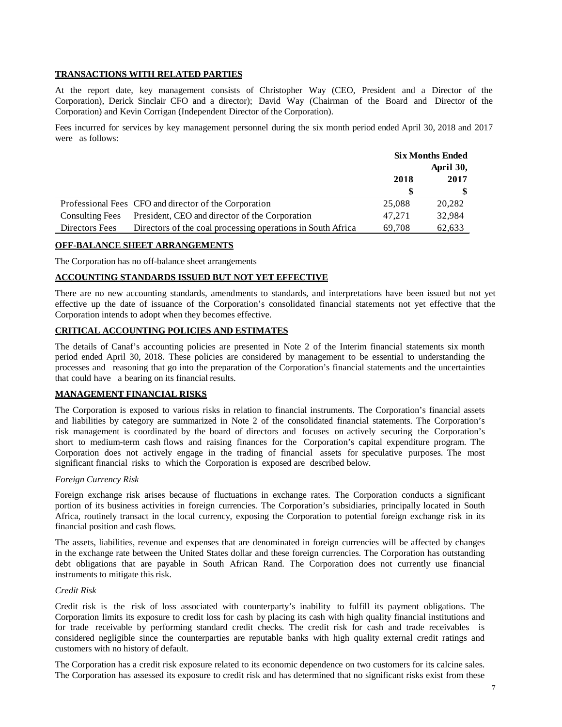## TRANSACTIONS WITH RELATED PARTIES

At the report date, key management consists of Christopher Way (CEO, President and a Director of the Corporation), Derick Sinclair CFO and a director); David Way (Chairman of the Board and Director of the Corporation) and Kevin Corrigan (Independent Director of the Corporation).

Fees incurred for services by key management personnel during the six month period ended April 30, 2018 and 2017 were as follows:

| | | Six Months Ended April 30, | |
|---|---|---|---|
| | | 2018 | 2017 |
| | | $ | $ |
| Professional Fees | CFO and director of the Corporation | 25,088 | 20,282 |
| Consulting Fees | President, CEO and director of the Corporation | 47,271 | 32,984 |
| Directors Fees | Directors of the coal processing operations in South Africa | 69,708 | 62,633 |

## OFF-BALANCE SHEET ARRANGEMENTS

The Corporation has no off-balance sheet arrangements

## ACCOUNTING STANDARDS ISSUED BUT NOT YET EFFECTIVE

There are no new accounting standards, amendments to standards, and interpretations have been issued but not yet effective up the date of issuance of the Corporation's consolidated financial statements not yet effective that the Corporation intends to adopt when they becomes effective.

## CRITICAL ACCOUNTING POLICIES AND ESTIMATES

The details of Canaf's accounting policies are presented in Note 2 of the Interim financial statements six month period ended April 30, 2018. These policies are considered by management to be essential to understanding the processes and reasoning that go into the preparation of the Corporation's financial statements and the uncertainties that could have a bearing on its financial results.

## MANAGEMENT FINANCIAL RISKS

The Corporation is exposed to various risks in relation to financial instruments. The Corporation's financial assets and liabilities by category are summarized in Note 2 of the consolidated financial statements. The Corporation's risk management is coordinated by the board of directors and focuses on actively securing the Corporation's short to medium-term cash flows and raising finances for the Corporation's capital expenditure program. The Corporation does not actively engage in the trading of financial assets for speculative purposes. The most significant financial risks to which the Corporation is exposed are described below.

*Foreign Currency Risk*

Foreign exchange risk arises because of fluctuations in exchange rates. The Corporation conducts a significant portion of its business activities in foreign currencies. The Corporation's subsidiaries, principally located in South Africa, routinely transact in the local currency, exposing the Corporation to potential foreign exchange risk in its financial position and cash flows.

The assets, liabilities, revenue and expenses that are denominated in foreign currencies will be affected by changes in the exchange rate between the United States dollar and these foreign currencies. The Corporation has outstanding debt obligations that are payable in South African Rand. The Corporation does not currently use financial instruments to mitigate this risk.

*Credit Risk*

Credit risk is the risk of loss associated with counterparty's inability to fulfill its payment obligations. The Corporation limits its exposure to credit loss for cash by placing its cash with high quality financial institutions and for trade receivable by performing standard credit checks. The credit risk for cash and trade receivables is considered negligible since the counterparties are reputable banks with high quality external credit ratings and customers with no history of default.

The Corporation has a credit risk exposure related to its economic dependence on two customers for its calcine sales. The Corporation has assessed its exposure to credit risk and has determined that no significant risks exist from these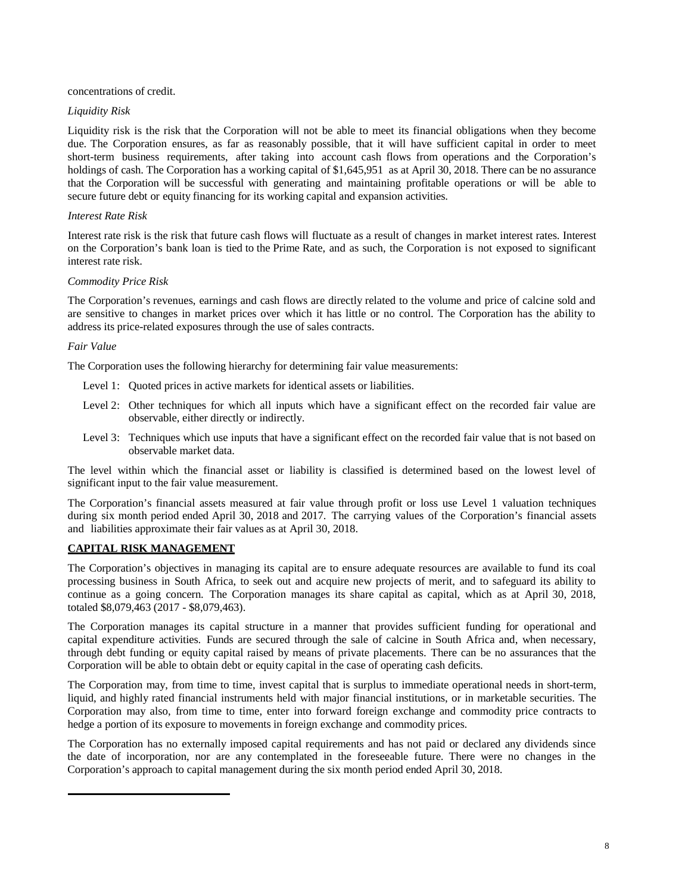concentrations of credit.

*Liquidity Risk*

Liquidity risk is the risk that the Corporation will not be able to meet its financial obligations when they become due. The Corporation ensures, as far as reasonably possible, that it will have sufficient capital in order to meet short-term business requirements, after taking into account cash flows from operations and the Corporation's holdings of cash. The Corporation has a working capital of $1,645,951 as at April 30, 2018. There can be no assurance that the Corporation will be successful with generating and maintaining profitable operations or will be able to secure future debt or equity financing for its working capital and expansion activities.

*Interest Rate Risk*

Interest rate risk is the risk that future cash flows will fluctuate as a result of changes in market interest rates. Interest on the Corporation's bank loan is tied to the Prime Rate, and as such, the Corporation is not exposed to significant interest rate risk.

*Commodity Price Risk*

The Corporation's revenues, earnings and cash flows are directly related to the volume and price of calcine sold and are sensitive to changes in market prices over which it has little or no control. The Corporation has the ability to address its price-related exposures through the use of sales contracts.

*Fair Value*

The Corporation uses the following hierarchy for determining fair value measurements:

- Level 1: Quoted prices in active markets for identical assets or liabilities.
- Level 2: Other techniques for which all inputs which have a significant effect on the recorded fair value are observable, either directly or indirectly.
- Level 3: Techniques which use inputs that have a significant effect on the recorded fair value that is not based on observable market data.

The level within which the financial asset or liability is classified is determined based on the lowest level of significant input to the fair value measurement.

The Corporation's financial assets measured at fair value through profit or loss use Level 1 valuation techniques during six month period ended April 30, 2018 and 2017. The carrying values of the Corporation's financial assets and liabilities approximate their fair values as at April 30, 2018.

## CAPITAL RISK MANAGEMENT

The Corporation's objectives in managing its capital are to ensure adequate resources are available to fund its coal processing business in South Africa, to seek out and acquire new projects of merit, and to safeguard its ability to continue as a going concern. The Corporation manages its share capital as capital, which as at April 30, 2018, totaled $8,079,463 (2017 - $8,079,463).

The Corporation manages its capital structure in a manner that provides sufficient funding for operational and capital expenditure activities. Funds are secured through the sale of calcine in South Africa and, when necessary, through debt funding or equity capital raised by means of private placements. There can be no assurances that the Corporation will be able to obtain debt or equity capital in the case of operating cash deficits.

The Corporation may, from time to time, invest capital that is surplus to immediate operational needs in short-term, liquid, and highly rated financial instruments held with major financial institutions, or in marketable securities. The Corporation may also, from time to time, enter into forward foreign exchange and commodity price contracts to hedge a portion of its exposure to movements in foreign exchange and commodity prices.

The Corporation has no externally imposed capital requirements and has not paid or declared any dividends since the date of incorporation, nor are any contemplated in the foreseeable future. There were no changes in the Corporation's approach to capital management during the six month period ended April 30, 2018.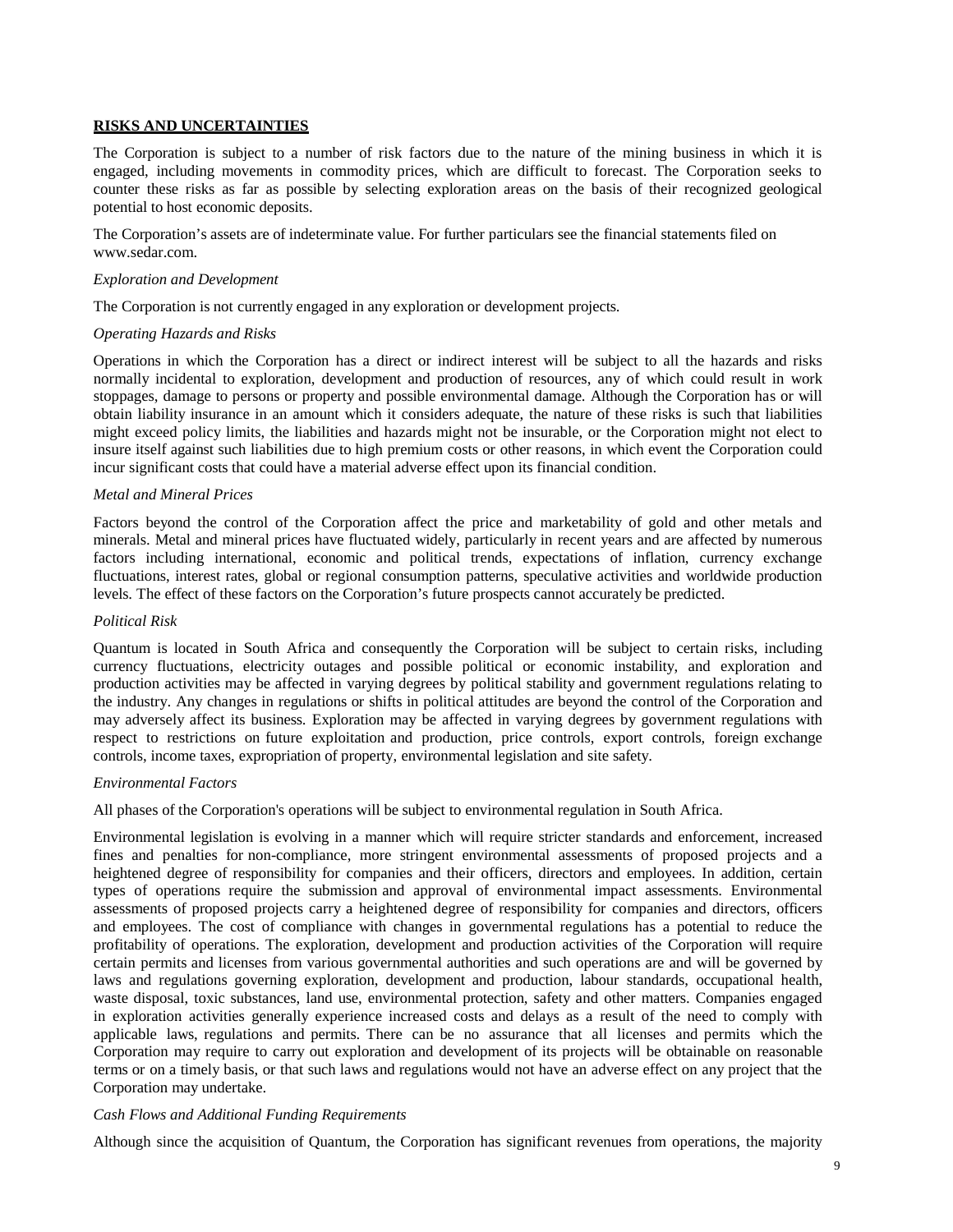## RISKS AND UNCERTAINTIES

The Corporation is subject to a number of risk factors due to the nature of the mining business in which it is engaged, including movements in commodity prices, which are difficult to forecast. The Corporation seeks to counter these risks as far as possible by selecting exploration areas on the basis of their recognized geological potential to host economic deposits.

The Corporation's assets are of indeterminate value. For further particulars see the financial statements filed on www.sedar.com.

*Exploration and Development*

The Corporation is not currently engaged in any exploration or development projects.

*Operating Hazards and Risks*

Operations in which the Corporation has a direct or indirect interest will be subject to all the hazards and risks normally incidental to exploration, development and production of resources, any of which could result in work stoppages, damage to persons or property and possible environmental damage. Although the Corporation has or will obtain liability insurance in an amount which it considers adequate, the nature of these risks is such that liabilities might exceed policy limits, the liabilities and hazards might not be insurable, or the Corporation might not elect to insure itself against such liabilities due to high premium costs or other reasons, in which event the Corporation could incur significant costs that could have a material adverse effect upon its financial condition.

*Metal and Mineral Prices*

Factors beyond the control of the Corporation affect the price and marketability of gold and other metals and minerals. Metal and mineral prices have fluctuated widely, particularly in recent years and are affected by numerous factors including international, economic and political trends, expectations of inflation, currency exchange fluctuations, interest rates, global or regional consumption patterns, speculative activities and worldwide production levels. The effect of these factors on the Corporation's future prospects cannot accurately be predicted.

*Political Risk*

Quantum is located in South Africa and consequently the Corporation will be subject to certain risks, including currency fluctuations, electricity outages and possible political or economic instability, and exploration and production activities may be affected in varying degrees by political stability and government regulations relating to the industry. Any changes in regulations or shifts in political attitudes are beyond the control of the Corporation and may adversely affect its business. Exploration may be affected in varying degrees by government regulations with respect to restrictions on future exploitation and production, price controls, export controls, foreign exchange controls, income taxes, expropriation of property, environmental legislation and site safety.

*Environmental Factors*

All phases of the Corporation's operations will be subject to environmental regulation in South Africa.

Environmental legislation is evolving in a manner which will require stricter standards and enforcement, increased fines and penalties for non-compliance, more stringent environmental assessments of proposed projects and a heightened degree of responsibility for companies and their officers, directors and employees. In addition, certain types of operations require the submission and approval of environmental impact assessments. Environmental assessments of proposed projects carry a heightened degree of responsibility for companies and directors, officers and employees. The cost of compliance with changes in governmental regulations has a potential to reduce the profitability of operations. The exploration, development and production activities of the Corporation will require certain permits and licenses from various governmental authorities and such operations are and will be governed by laws and regulations governing exploration, development and production, labour standards, occupational health, waste disposal, toxic substances, land use, environmental protection, safety and other matters. Companies engaged in exploration activities generally experience increased costs and delays as a result of the need to comply with applicable laws, regulations and permits. There can be no assurance that all licenses and permits which the Corporation may require to carry out exploration and development of its projects will be obtainable on reasonable terms or on a timely basis, or that such laws and regulations would not have an adverse effect on any project that the Corporation may undertake.

*Cash Flows and Additional Funding Requirements*

Although since the acquisition of Quantum, the Corporation has significant revenues from operations, the majority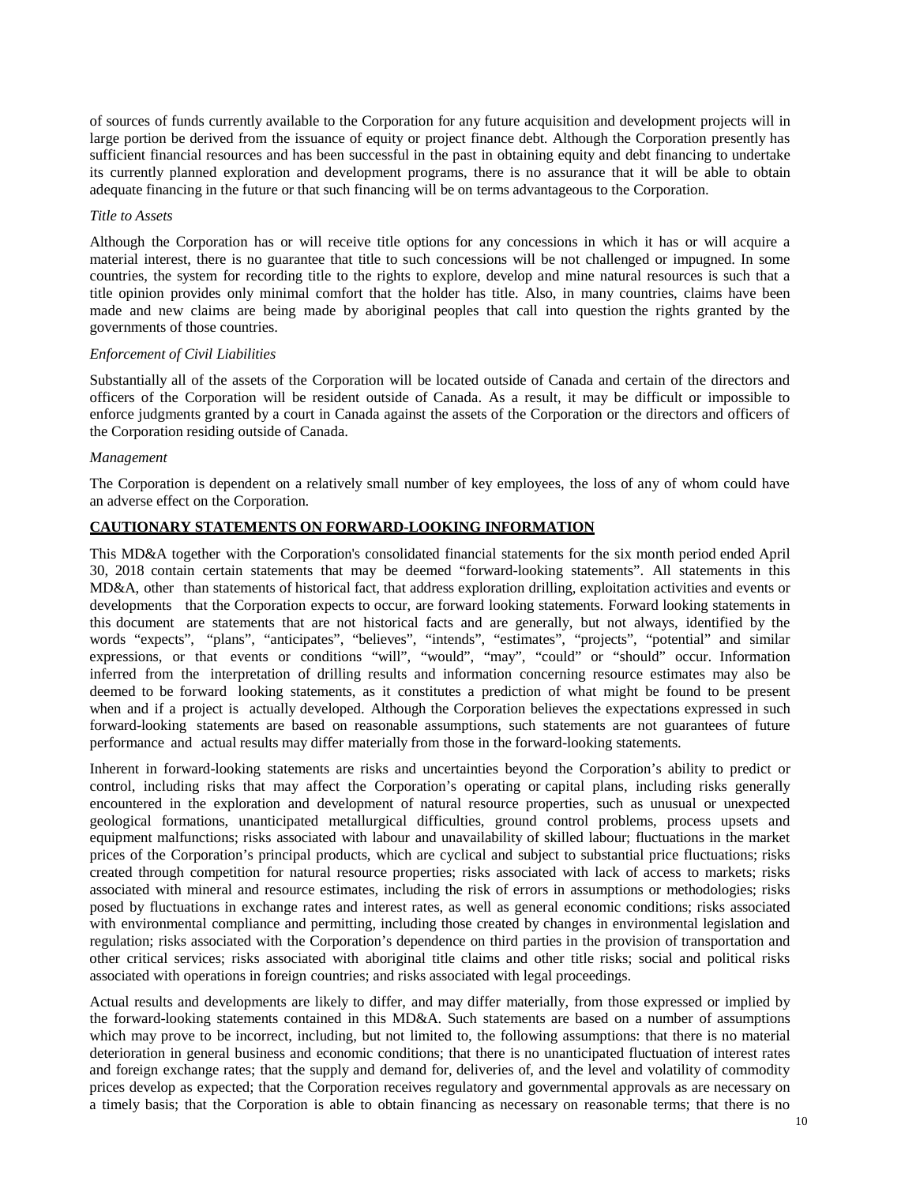of sources of funds currently available to the Corporation for any future acquisition and development projects will in large portion be derived from the issuance of equity or project finance debt. Although the Corporation presently has sufficient financial resources and has been successful in the past in obtaining equity and debt financing to undertake its currently planned exploration and development programs, there is no assurance that it will be able to obtain adequate financing in the future or that such financing will be on terms advantageous to the Corporation.

*Title to Assets*

Although the Corporation has or will receive title options for any concessions in which it has or will acquire a material interest, there is no guarantee that title to such concessions will be not challenged or impugned. In some countries, the system for recording title to the rights to explore, develop and mine natural resources is such that a title opinion provides only minimal comfort that the holder has title. Also, in many countries, claims have been made and new claims are being made by aboriginal peoples that call into question the rights granted by the governments of those countries.

*Enforcement of Civil Liabilities*

Substantially all of the assets of the Corporation will be located outside of Canada and certain of the directors and officers of the Corporation will be resident outside of Canada. As a result, it may be difficult or impossible to enforce judgments granted by a court in Canada against the assets of the Corporation or the directors and officers of the Corporation residing outside of Canada.

*Management*

The Corporation is dependent on a relatively small number of key employees, the loss of any of whom could have an adverse effect on the Corporation.

**CAUTIONARY STATEMENTS ON FORWARD-LOOKING INFORMATION**

This MD&A together with the Corporation's consolidated financial statements for the six month period ended April 30, 2018 contain certain statements that may be deemed "forward-looking statements". All statements in this MD&A, other than statements of historical fact, that address exploration drilling, exploitation activities and events or developments that the Corporation expects to occur, are forward looking statements. Forward looking statements in this document are statements that are not historical facts and are generally, but not always, identified by the words "expects", "plans", "anticipates", "believes", "intends", "estimates", "projects", "potential" and similar expressions, or that events or conditions "will", "would", "may", "could" or "should" occur. Information inferred from the interpretation of drilling results and information concerning resource estimates may also be deemed to be forward looking statements, as it constitutes a prediction of what might be found to be present when and if a project is actually developed. Although the Corporation believes the expectations expressed in such forward-looking statements are based on reasonable assumptions, such statements are not guarantees of future performance and actual results may differ materially from those in the forward-looking statements.

Inherent in forward-looking statements are risks and uncertainties beyond the Corporation's ability to predict or control, including risks that may affect the Corporation's operating or capital plans, including risks generally encountered in the exploration and development of natural resource properties, such as unusual or unexpected geological formations, unanticipated metallurgical difficulties, ground control problems, process upsets and equipment malfunctions; risks associated with labour and unavailability of skilled labour; fluctuations in the market prices of the Corporation's principal products, which are cyclical and subject to substantial price fluctuations; risks created through competition for natural resource properties; risks associated with lack of access to markets; risks associated with mineral and resource estimates, including the risk of errors in assumptions or methodologies; risks posed by fluctuations in exchange rates and interest rates, as well as general economic conditions; risks associated with environmental compliance and permitting, including those created by changes in environmental legislation and regulation; risks associated with the Corporation's dependence on third parties in the provision of transportation and other critical services; risks associated with aboriginal title claims and other title risks; social and political risks associated with operations in foreign countries; and risks associated with legal proceedings.

Actual results and developments are likely to differ, and may differ materially, from those expressed or implied by the forward-looking statements contained in this MD&A. Such statements are based on a number of assumptions which may prove to be incorrect, including, but not limited to, the following assumptions: that there is no material deterioration in general business and economic conditions; that there is no unanticipated fluctuation of interest rates and foreign exchange rates; that the supply and demand for, deliveries of, and the level and volatility of commodity prices develop as expected; that the Corporation receives regulatory and governmental approvals as are necessary on a timely basis; that the Corporation is able to obtain financing as necessary on reasonable terms; that there is no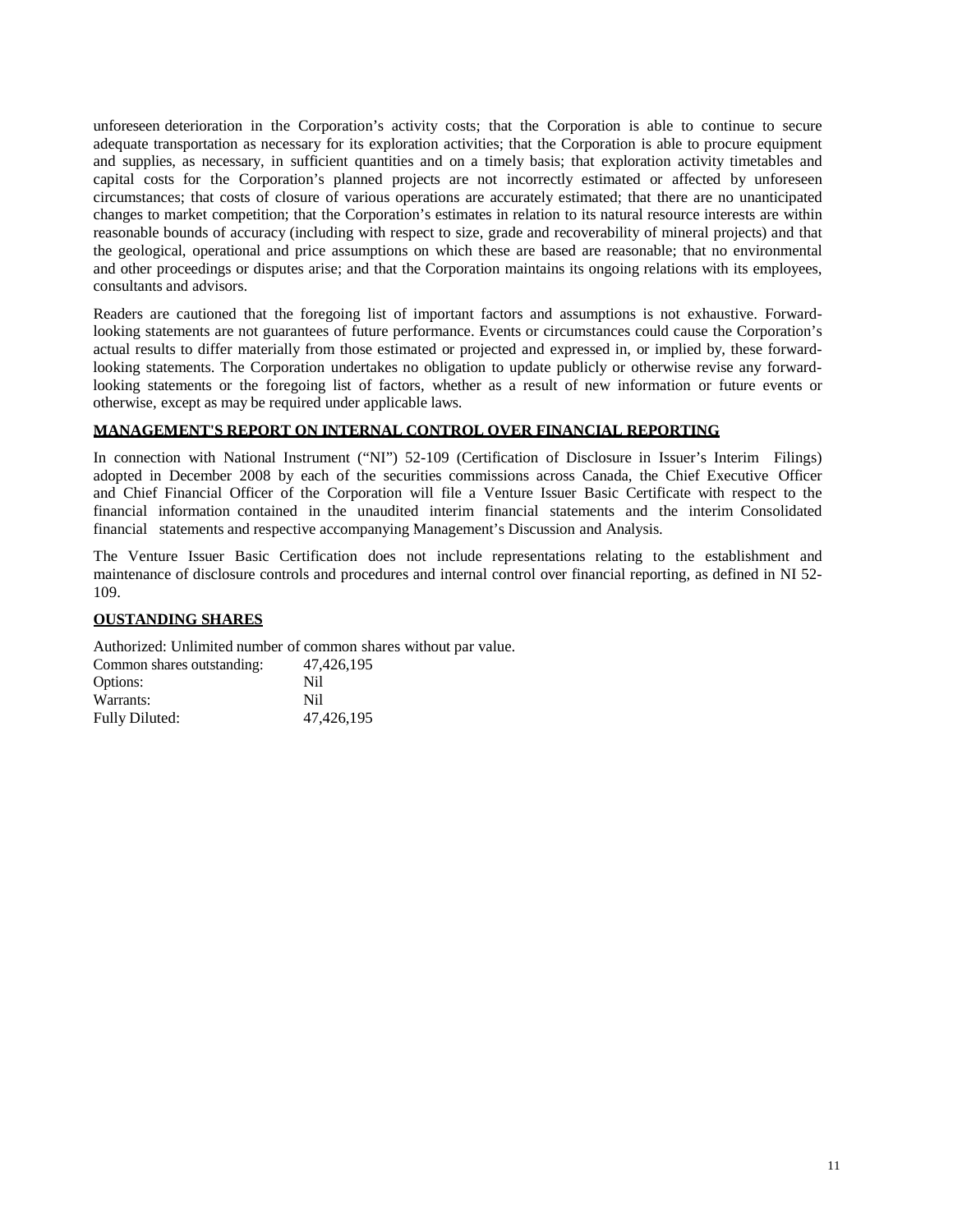unforeseen deterioration in the Corporation's activity costs; that the Corporation is able to continue to secure adequate transportation as necessary for its exploration activities; that the Corporation is able to procure equipment and supplies, as necessary, in sufficient quantities and on a timely basis; that exploration activity timetables and capital costs for the Corporation's planned projects are not incorrectly estimated or affected by unforeseen circumstances; that costs of closure of various operations are accurately estimated; that there are no unanticipated changes to market competition; that the Corporation's estimates in relation to its natural resource interests are within reasonable bounds of accuracy (including with respect to size, grade and recoverability of mineral projects) and that the geological, operational and price assumptions on which these are based are reasonable; that no environmental and other proceedings or disputes arise; and that the Corporation maintains its ongoing relations with its employees, consultants and advisors.

Readers are cautioned that the foregoing list of important factors and assumptions is not exhaustive. Forward-looking statements are not guarantees of future performance. Events or circumstances could cause the Corporation's actual results to differ materially from those estimated or projected and expressed in, or implied by, these forward-looking statements. The Corporation undertakes no obligation to update publicly or otherwise revise any forward-looking statements or the foregoing list of factors, whether as a result of new information or future events or otherwise, except as may be required under applicable laws.

## MANAGEMENT'S REPORT ON INTERNAL CONTROL OVER FINANCIAL REPORTING

In connection with National Instrument ("NI") 52-109 (Certification of Disclosure in Issuer's Interim Filings) adopted in December 2008 by each of the securities commissions across Canada, the Chief Executive Officer and Chief Financial Officer of the Corporation will file a Venture Issuer Basic Certificate with respect to the financial information contained in the unaudited interim financial statements and the interim Consolidated financial statements and respective accompanying Management's Discussion and Analysis.

The Venture Issuer Basic Certification does not include representations relating to the establishment and maintenance of disclosure controls and procedures and internal control over financial reporting, as defined in NI 52-109.

## OUSTANDING SHARES

Authorized: Unlimited number of common shares without par value.

| | |
|---|---|
| Common shares outstanding: | 47,426,195 |
| Options: | Nil |
| Warrants: | Nil |
| Fully Diluted: | 47,426,195 |